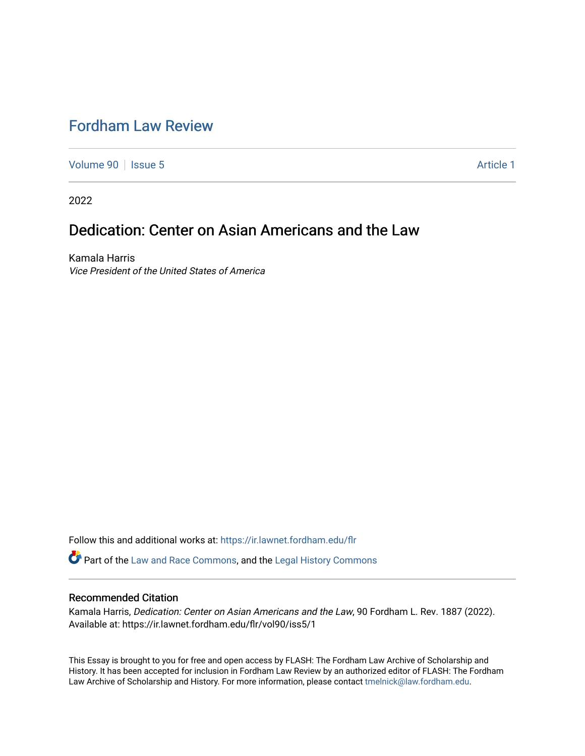# Fordham Law Review

Volume 90 | Issue 5 | Article 1

2022

## Dedication: Center on Asian Americans and the Law

Kamala Harris
*Vice President of the United States of America*

Follow this and additional works at: https://ir.lawnet.fordham.edu/flr

Part of the Law and Race Commons, and the Legal History Commons

### Recommended Citation

Kamala Harris, *Dedication: Center on Asian Americans and the Law*, 90 Fordham L. Rev. 1887 (2022).
Available at: https://ir.lawnet.fordham.edu/flr/vol90/iss5/1

This Essay is brought to you for free and open access by FLASH: The Fordham Law Archive of Scholarship and History. It has been accepted for inclusion in Fordham Law Review by an authorized editor of FLASH: The Fordham Law Archive of Scholarship and History. For more information, please contact tmelnick@law.fordham.edu.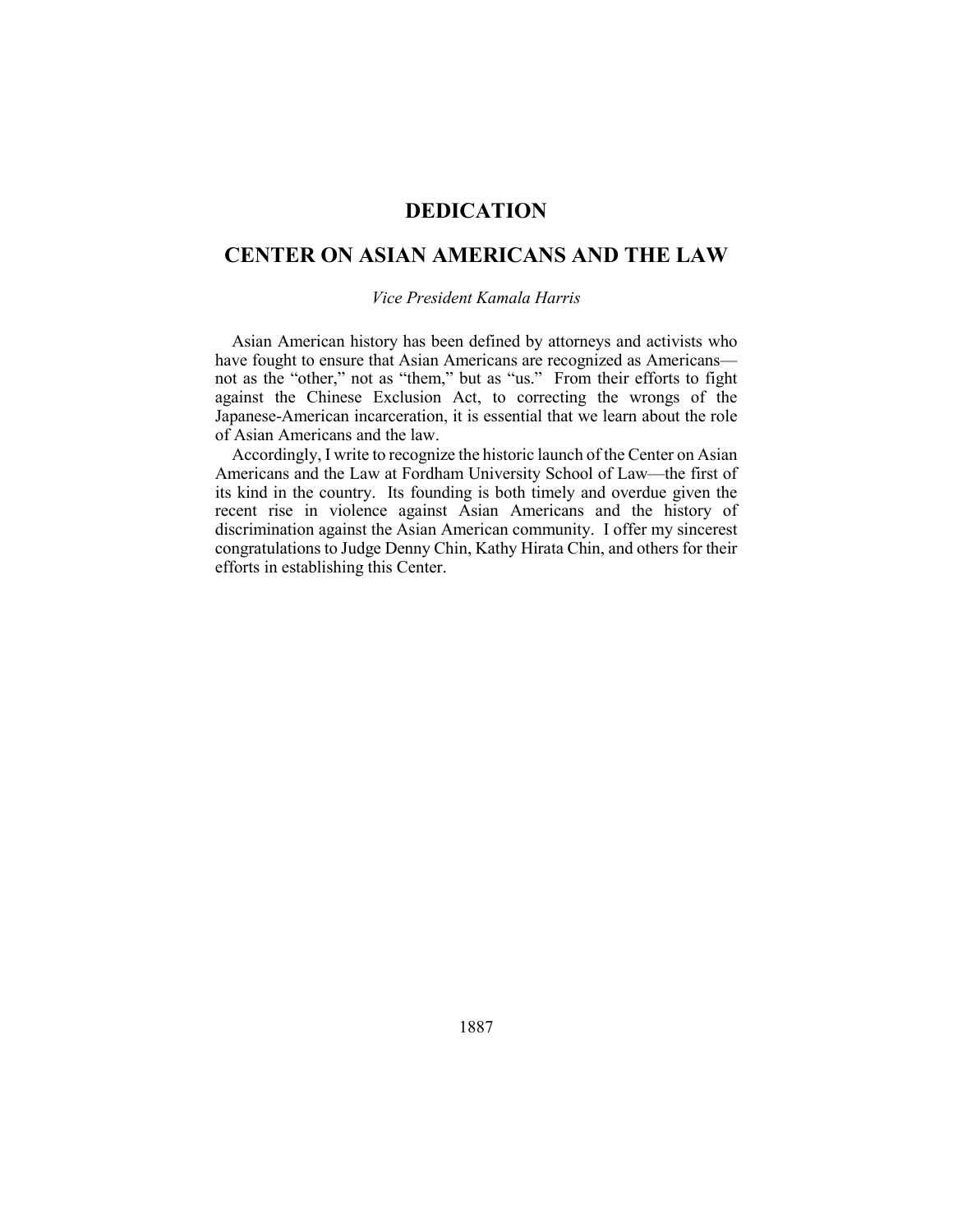# DEDICATION

# CENTER ON ASIAN AMERICANS AND THE LAW

*Vice President Kamala Harris*

Asian American history has been defined by attorneys and activists who have fought to ensure that Asian Americans are recognized as Americans—not as the "other," not as "them," but as "us." From their efforts to fight against the Chinese Exclusion Act, to correcting the wrongs of the Japanese-American incarceration, it is essential that we learn about the role of Asian Americans and the law.

Accordingly, I write to recognize the historic launch of the Center on Asian Americans and the Law at Fordham University School of Law—the first of its kind in the country. Its founding is both timely and overdue given the recent rise in violence against Asian Americans and the history of discrimination against the Asian American community. I offer my sincerest congratulations to Judge Denny Chin, Kathy Hirata Chin, and others for their efforts in establishing this Center.